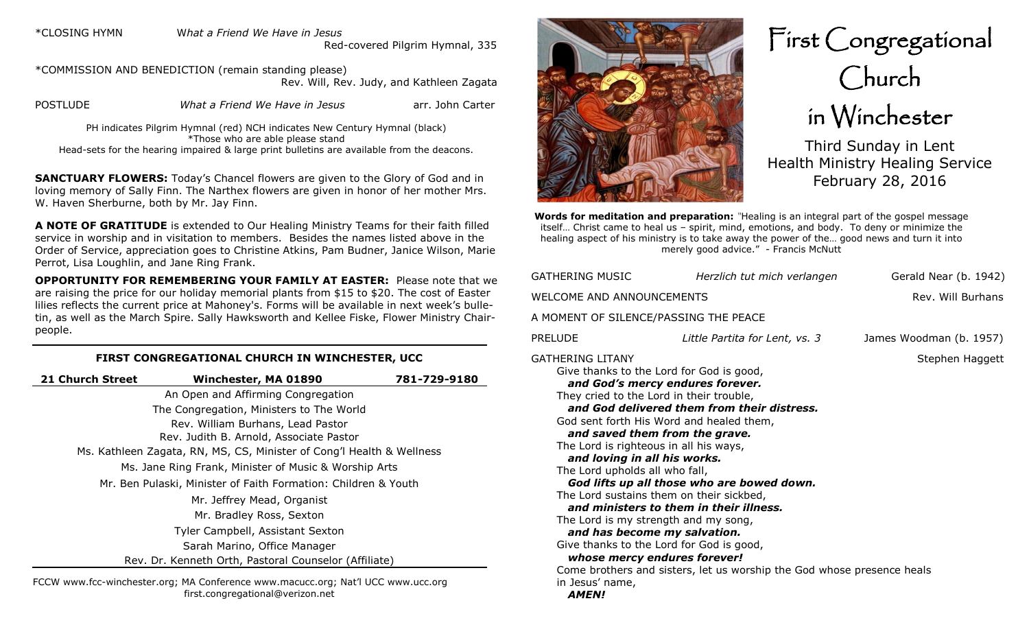# First Congregational Church in Winchester

Third Sunday in Lent
Health Ministry Healing Service
February 28, 2016

**Words for meditation and preparation:** "Healing is an integral part of the gospel message itself… Christ came to heal us – spirit, mind, emotions, and body. To deny or minimize the healing aspect of his ministry is to take away the power of the… good news and turn it into merely good advice." - Francis McNutt

GATHERING MUSIC *Herzlich tut mich verlangen* Gerald Near (b. 1942)

WELCOME AND ANNOUNCEMENTS Rev. Will Burhans

A MOMENT OF SILENCE/PASSING THE PEACE

PRELUDE *Little Partita for Lent, vs. 3* James Woodman (b. 1957)

GATHERING LITANY Stephen Haggett

Give thanks to the Lord for God is good,
***and God's mercy endures forever.***
They cried to the Lord in their trouble,
***and God delivered them from their distress.***
God sent forth His Word and healed them,
***and saved them from the grave.***
The Lord is righteous in all his ways,
***and loving in all his works.***
The Lord upholds all who fall,
***God lifts up all those who are bowed down.***
The Lord sustains them on their sickbed,
***and ministers to them in their illness.***
The Lord is my strength and my song,
***and has become my salvation.***
Give thanks to the Lord for God is good,
***whose mercy endures forever!***
Come brothers and sisters, let us worship the God whose presence heals in Jesus' name,
***AMEN!***

---

*CLOSING HYMN *What a Friend We Have in Jesus*
Red-covered Pilgrim Hymnal, 335

*COMMISSION AND BENEDICTION (remain standing please)
Rev. Will, Rev. Judy, and Kathleen Zagata

POSTLUDE *What a Friend We Have in Jesus* arr. John Carter

PH indicates Pilgrim Hymnal (red) NCH indicates New Century Hymnal (black)
*Those who are able please stand
Head-sets for the hearing impaired & large print bulletins are available from the deacons.

**SANCTUARY FLOWERS:** Today's Chancel flowers are given to the Glory of God and in loving memory of Sally Finn. The Narthex flowers are given in honor of her mother Mrs. W. Haven Sherburne, both by Mr. Jay Finn.

**A NOTE OF GRATITUDE** is extended to Our Healing Ministry Teams for their faith filled service in worship and in visitation to members. Besides the names listed above in the Order of Service, appreciation goes to Christine Atkins, Pam Budner, Janice Wilson, Marie Perrot, Lisa Loughlin, and Jane Ring Frank.

**OPPORTUNITY FOR REMEMBERING YOUR FAMILY AT EASTER:** Please note that we are raising the price for our holiday memorial plants from $15 to $20. The cost of Easter lilies reflects the current price at Mahoney's. Forms will be available in next week's bulletin, as well as the March Spire. Sally Hawksworth and Kellee Fiske, Flower Ministry Chairpeople.

---

**FIRST CONGREGATIONAL CHURCH IN WINCHESTER, UCC**

**21 Church Street** **Winchester, MA 01890** **781-729-9180**

An Open and Affirming Congregation
The Congregation, Ministers to The World
Rev. William Burhans, Lead Pastor
Rev. Judith B. Arnold, Associate Pastor
Ms. Kathleen Zagata, RN, MS, CS, Minister of Cong'l Health & Wellness
Ms. Jane Ring Frank, Minister of Music & Worship Arts
Mr. Ben Pulaski, Minister of Faith Formation: Children & Youth
Mr. Jeffrey Mead, Organist
Mr. Bradley Ross, Sexton
Tyler Campbell, Assistant Sexton
Sarah Marino, Office Manager
Rev. Dr. Kenneth Orth, Pastoral Counselor (Affiliate)

FCCW www.fcc-winchester.org; MA Conference www.macucc.org; Nat'l UCC www.ucc.org
first.congregational@verizon.net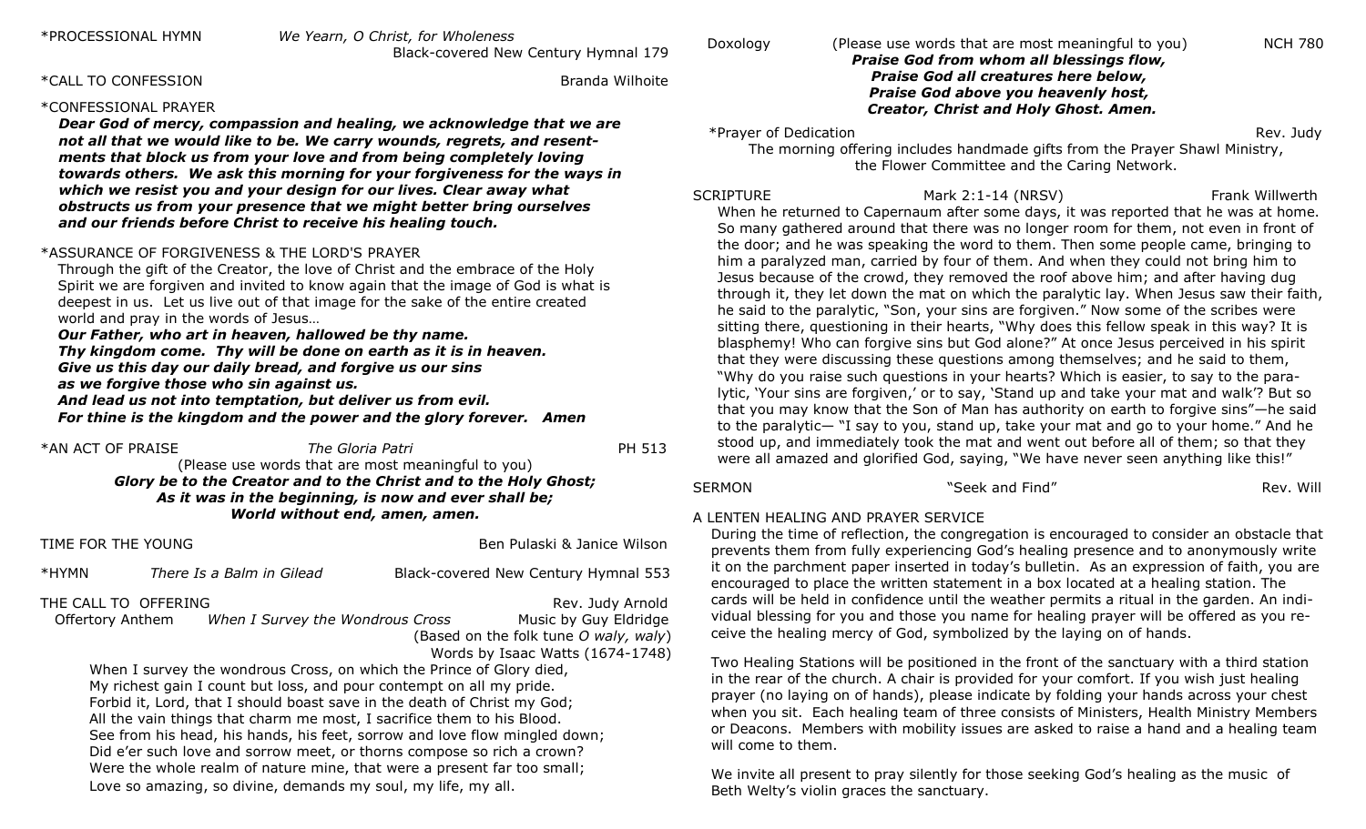\*PROCESSIONAL HYMN *We Yearn, O Christ, for Wholeness* Black-covered New Century Hymnal 179

\*CALL TO CONFESSION Branda Wilhoite

\*CONFESSIONAL PRAYER

***Dear God of mercy, compassion and healing, we acknowledge that we are not all that we would like to be. We carry wounds, regrets, and resentments that block us from your love and from being completely loving towards others. We ask this morning for your forgiveness for the ways in which we resist you and your design for our lives. Clear away what obstructs us from your presence that we might better bring ourselves and our friends before Christ to receive his healing touch.***

\*ASSURANCE OF FORGIVENESS & THE LORD'S PRAYER

Through the gift of the Creator, the love of Christ and the embrace of the Holy Spirit we are forgiven and invited to know again that the image of God is what is deepest in us. Let us live out of that image for the sake of the entire created world and pray in the words of Jesus…

***Our Father, who art in heaven, hallowed be thy name.***
***Thy kingdom come. Thy will be done on earth as it is in heaven.***
***Give us this day our daily bread, and forgive us our sins***
***as we forgive those who sin against us.***
***And lead us not into temptation, but deliver us from evil.***
***For thine is the kingdom and the power and the glory forever. Amen***

\*AN ACT OF PRAISE *The Gloria Patri* PH 513

(Please use words that are most meaningful to you)

***Glory be to the Creator and to the Christ and to the Holy Ghost;***
***As it was in the beginning, is now and ever shall be;***
***World without end, amen, amen.***

TIME FOR THE YOUNG Ben Pulaski & Janice Wilson

\*HYMN *There Is a Balm in Gilead* Black-covered New Century Hymnal 553

THE CALL TO OFFERING Rev. Judy Arnold

Offertory Anthem *When I Survey the Wondrous Cross* Music by Guy Eldridge
(Based on the folk tune *O waly, waly*)
Words by Isaac Watts (1674-1748)

When I survey the wondrous Cross, on which the Prince of Glory died,
My richest gain I count but loss, and pour contempt on all my pride.
Forbid it, Lord, that I should boast save in the death of Christ my God;
All the vain things that charm me most, I sacrifice them to his Blood.
See from his head, his hands, his feet, sorrow and love flow mingled down;
Did e'er such love and sorrow meet, or thorns compose so rich a crown?
Were the whole realm of nature mine, that were a present far too small;
Love so amazing, so divine, demands my soul, my life, my all.

Doxology (Please use words that are most meaningful to you) NCH 780

***Praise God from whom all blessings flow,***
***Praise God all creatures here below,***
***Praise God above you heavenly host,***
***Creator, Christ and Holy Ghost. Amen.***

\*Prayer of Dedication Rev. Judy

The morning offering includes handmade gifts from the Prayer Shawl Ministry, the Flower Committee and the Caring Network.

SCRIPTURE Mark 2:1-14 (NRSV) Frank Willwerth

When he returned to Capernaum after some days, it was reported that he was at home. So many gathered around that there was no longer room for them, not even in front of the door; and he was speaking the word to them. Then some people came, bringing to him a paralyzed man, carried by four of them. And when they could not bring him to Jesus because of the crowd, they removed the roof above him; and after having dug through it, they let down the mat on which the paralytic lay. When Jesus saw their faith, he said to the paralytic, "Son, your sins are forgiven." Now some of the scribes were sitting there, questioning in their hearts, "Why does this fellow speak in this way? It is blasphemy! Who can forgive sins but God alone?" At once Jesus perceived in his spirit that they were discussing these questions among themselves; and he said to them, "Why do you raise such questions in your hearts? Which is easier, to say to the paralytic, 'Your sins are forgiven,' or to say, 'Stand up and take your mat and walk'? But so that you may know that the Son of Man has authority on earth to forgive sins"—he said to the paralytic— "I say to you, stand up, take your mat and go to your home." And he stood up, and immediately took the mat and went out before all of them; so that they were all amazed and glorified God, saying, "We have never seen anything like this!"

SERMON "Seek and Find" Rev. Will

A LENTEN HEALING AND PRAYER SERVICE

During the time of reflection, the congregation is encouraged to consider an obstacle that prevents them from fully experiencing God's healing presence and to anonymously write it on the parchment paper inserted in today's bulletin. As an expression of faith, you are encouraged to place the written statement in a box located at a healing station. The cards will be held in confidence until the weather permits a ritual in the garden. An individual blessing for you and those you name for healing prayer will be offered as you receive the healing mercy of God, symbolized by the laying on of hands.

Two Healing Stations will be positioned in the front of the sanctuary with a third station in the rear of the church. A chair is provided for your comfort. If you wish just healing prayer (no laying on of hands), please indicate by folding your hands across your chest when you sit. Each healing team of three consists of Ministers, Health Ministry Members or Deacons. Members with mobility issues are asked to raise a hand and a healing team will come to them.

We invite all present to pray silently for those seeking God's healing as the music of Beth Welty's violin graces the sanctuary.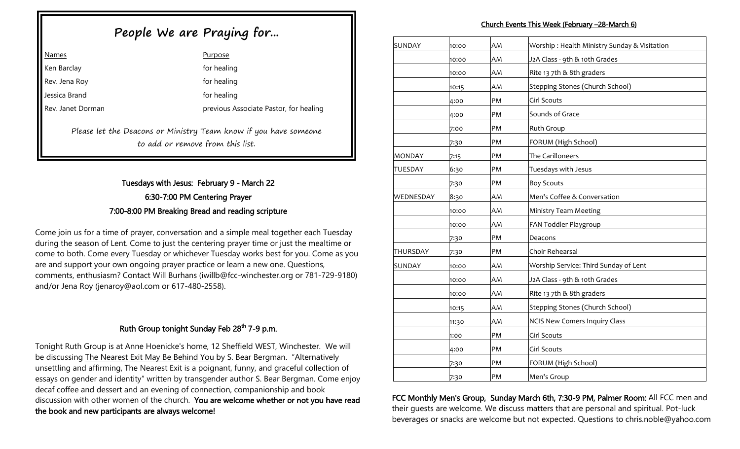## People We are Praying for…

| Names | Purpose |
|---|---|
| Ken Barclay | for healing |
| Rev. Jena Roy | for healing |
| Jessica Brand | for healing |
| Rev. Janet Dorman | previous Associate Pastor, for healing |

*Please let the Deacons or Ministry Team know if you have someone to add or remove from this list.*

### Tuesdays with Jesus: February 9 - March 22

**6:30-7:00 PM Centering Prayer**

**7:00-8:00 PM Breaking Bread and reading scripture**

Come join us for a time of prayer, conversation and a simple meal together each Tuesday during the season of Lent. Come to just the centering prayer time or just the mealtime or come to both. Come every Tuesday or whichever Tuesday works best for you. Come as you are and support your own ongoing prayer practice or learn a new one. Questions, comments, enthusiasm? Contact Will Burhans (iwillb@fcc-winchester.org or 781-729-9180) and/or Jena Roy (jenaroy@aol.com or 617-480-2558).

### Ruth Group tonight Sunday Feb 28th 7-9 p.m.

Tonight Ruth Group is at Anne Hoenicke's home, 12 Sheffield WEST, Winchester. We will be discussing The Nearest Exit May Be Behind You by S. Bear Bergman. "Alternatively unsettling and affirming, The Nearest Exit is a poignant, funny, and graceful collection of essays on gender and identity" written by transgender author S. Bear Bergman. Come enjoy decaf coffee and dessert and an evening of connection, companionship and book discussion with other women of the church. **You are welcome whether or not you have read the book and new participants are always welcome!**

### Church Events This Week (February –28-March 6)

| | | | |
|---|---|---|---|
| SUNDAY | 10:00 | AM | Worship : Health Ministry Sunday & Visitation |
| | 10:00 | AM | J2A Class - 9th & 10th Grades |
| | 10:00 | AM | Rite 13 7th & 8th graders |
| | 10:15 | AM | Stepping Stones (Church School) |
| | 4:00 | PM | Girl Scouts |
| | 4:00 | PM | Sounds of Grace |
| | 7:00 | PM | Ruth Group |
| | 7:30 | PM | FORUM (High School) |
| MONDAY | 7:15 | PM | The Carilloneers |
| TUESDAY | 6:30 | PM | Tuesdays with Jesus |
| | 7:30 | PM | Boy Scouts |
| WEDNESDAY | 8:30 | AM | Men's Coffee & Conversation |
| | 10:00 | AM | Ministry Team Meeting |
| | 10:00 | AM | FAN Toddler Playgroup |
| | 7:30 | PM | Deacons |
| THURSDAY | 7:30 | PM | Choir Rehearsal |
| SUNDAY | 10:00 | AM | Worship Service: Third Sunday of Lent |
| | 10:00 | AM | J2A Class - 9th & 10th Grades |
| | 10:00 | AM | Rite 13 7th & 8th graders |
| | 10:15 | AM | Stepping Stones (Church School) |
| | 11:30 | AM | NCIS New Comers Inquiry Class |
| | 1:00 | PM | Girl Scouts |
| | 4:00 | PM | Girl Scouts |
| | 7:30 | PM | FORUM (High School) |
| | 7:30 | PM | Men's Group |

**FCC Monthly Men's Group, Sunday March 6th, 7:30-9 PM, Palmer Room:** All FCC men and their guests are welcome. We discuss matters that are personal and spiritual. Pot-luck beverages or snacks are welcome but not expected. Questions to chris.noble@yahoo.com